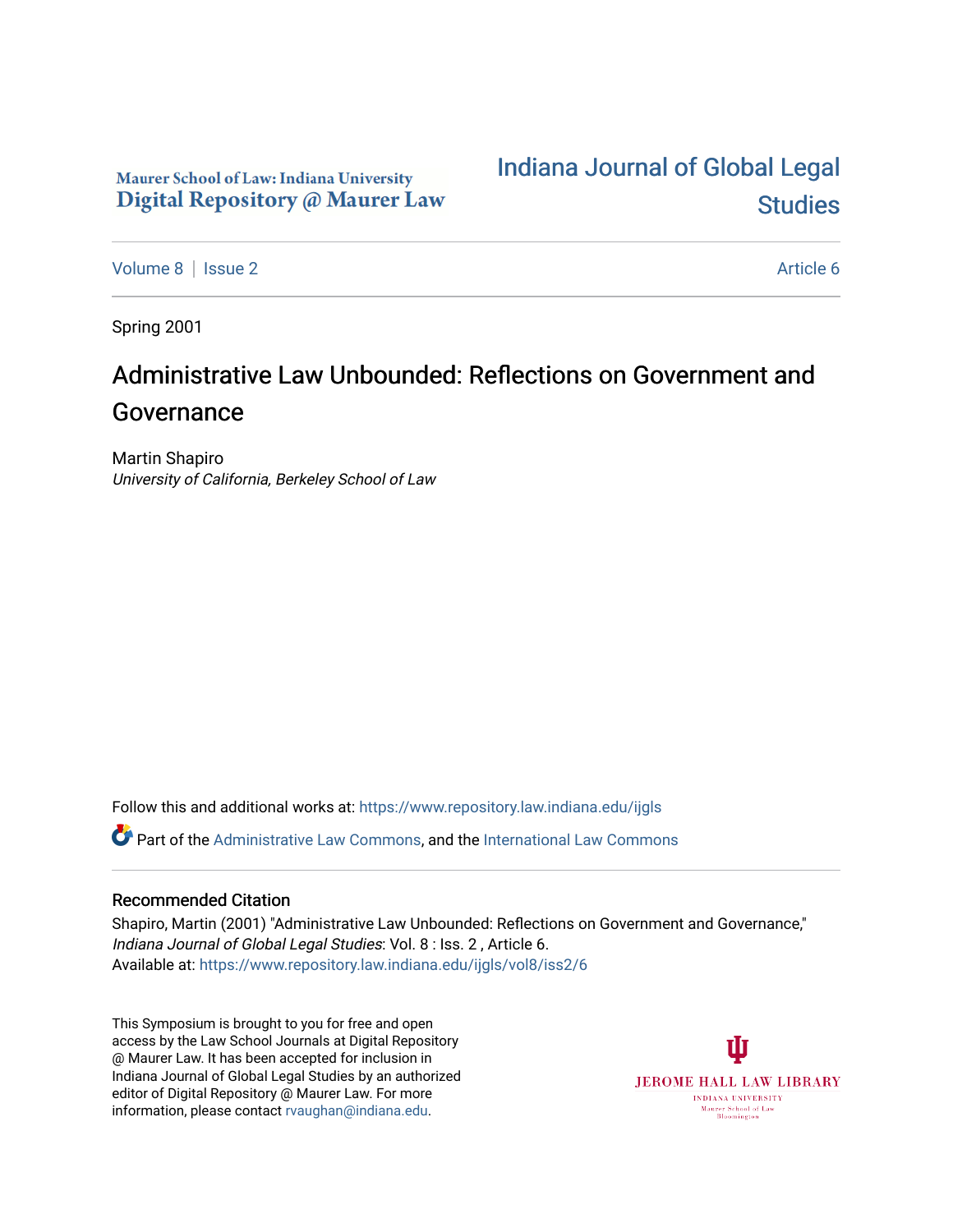Maurer School of Law: Indiana University
**Digital Repository @ Maurer Law**

**Indiana Journal of Global Legal Studies**

Volume 8 | Issue 2 Article 6

Spring 2001

# Administrative Law Unbounded: Reflections on Government and Governance

Martin Shapiro
*University of California, Berkeley School of Law*

Follow this and additional works at: https://www.repository.law.indiana.edu/ijgls

Part of the Administrative Law Commons, and the International Law Commons

## Recommended Citation

Shapiro, Martin (2001) "Administrative Law Unbounded: Reflections on Government and Governance," *Indiana Journal of Global Legal Studies*: Vol. 8 : Iss. 2 , Article 6.
Available at: https://www.repository.law.indiana.edu/ijgls/vol8/iss2/6

This Symposium is brought to you for free and open access by the Law School Journals at Digital Repository @ Maurer Law. It has been accepted for inclusion in Indiana Journal of Global Legal Studies by an authorized editor of Digital Repository @ Maurer Law. For more information, please contact rvaughan@indiana.edu.

JEROME HALL LAW LIBRARY
INDIANA UNIVERSITY
Maurer School of Law
Bloomington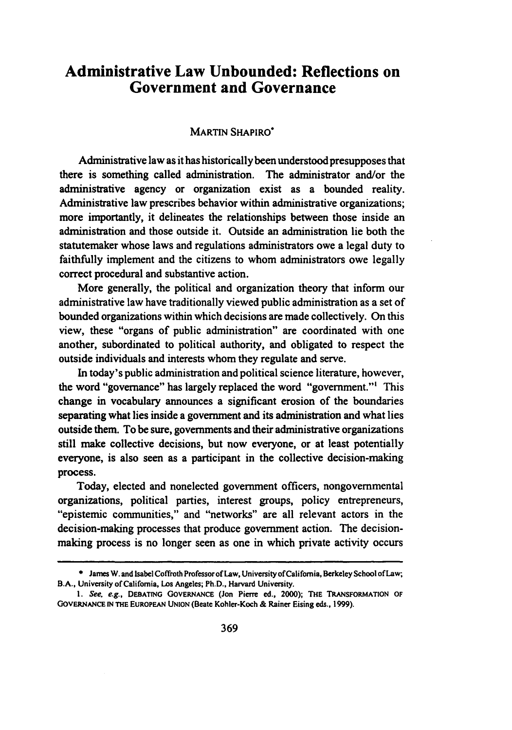# Administrative Law Unbounded: Reflections on Government and Governance

MARTIN SHAPIRO*

Administrative law as it has historically been understood presupposes that there is something called administration. The administrator and/or the administrative agency or organization exist as a bounded reality. Administrative law prescribes behavior within administrative organizations; more importantly, it delineates the relationships between those inside an administration and those outside it. Outside an administration lie both the statutemaker whose laws and regulations administrators owe a legal duty to faithfully implement and the citizens to whom administrators owe legally correct procedural and substantive action.

More generally, the political and organization theory that inform our administrative law have traditionally viewed public administration as a set of bounded organizations within which decisions are made collectively. On this view, these "organs of public administration" are coordinated with one another, subordinated to political authority, and obligated to respect the outside individuals and interests whom they regulate and serve.

In today's public administration and political science literature, however, the word "governance" has largely replaced the word "government."[1] This change in vocabulary announces a significant erosion of the boundaries separating what lies inside a government and its administration and what lies outside them. To be sure, governments and their administrative organizations still make collective decisions, but now everyone, or at least potentially everyone, is also seen as a participant in the collective decision-making process.

Today, elected and nonelected government officers, nongovernmental organizations, political parties, interest groups, policy entrepreneurs, "epistemic communities," and "networks" are all relevant actors in the decision-making processes that produce government action. The decision-making process is no longer seen as one in which private activity occurs

---

\* James W. and Isabel Coffroth Professor of Law, University of California, Berkeley School of Law; B.A., University of California, Los Angeles; Ph.D., Harvard University.

1. *See, e.g.*, DEBATING GOVERNANCE (Jon Pierre ed., 2000); THE TRANSFORMATION OF GOVERNANCE IN THE EUROPEAN UNION (Beate Kohler-Koch & Rainer Eising eds., 1999).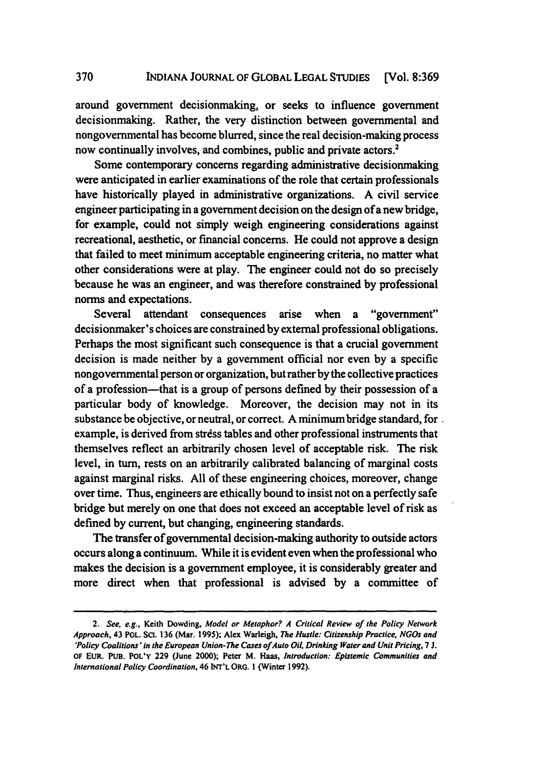around government decisionmaking, or seeks to influence government decisionmaking. Rather, the very distinction between governmental and nongovernmental has become blurred, since the real decision-making process now continually involves, and combines, public and private actors.[2]

Some contemporary concerns regarding administrative decisionmaking were anticipated in earlier examinations of the role that certain professionals have historically played in administrative organizations. A civil service engineer participating in a government decision on the design of a new bridge, for example, could not simply weigh engineering considerations against recreational, aesthetic, or financial concerns. He could not approve a design that failed to meet minimum acceptable engineering criteria, no matter what other considerations were at play. The engineer could not do so precisely because he was an engineer, and was therefore constrained by professional norms and expectations.

Several attendant consequences arise when a "government" decisionmaker's choices are constrained by external professional obligations. Perhaps the most significant such consequence is that a crucial government decision is made neither by a government official nor even by a specific nongovernmental person or organization, but rather by the collective practices of a profession—that is a group of persons defined by their possession of a particular body of knowledge. Moreover, the decision may not in its substance be objective, or neutral, or correct. A minimum bridge standard, for example, is derived from stress tables and other professional instruments that themselves reflect an arbitrarily chosen level of acceptable risk. The risk level, in turn, rests on an arbitrarily calibrated balancing of marginal costs against marginal risks. All of these engineering choices, moreover, change over time. Thus, engineers are ethically bound to insist not on a perfectly safe bridge but merely on one that does not exceed an acceptable level of risk as defined by current, but changing, engineering standards.

The transfer of governmental decision-making authority to outside actors occurs along a continuum. While it is evident even when the professional who makes the decision is a government employee, it is considerably greater and more direct when that professional is advised by a committee of

---

2. *See, e.g.*, Keith Dowding, *Model or Metaphor? A Critical Review of the Policy Network Approach*, 43 POL. SCI. 136 (Mar. 1995); Alex Warleigh, *The Hustle: Citizenship Practice, NGOs and 'Policy Coalitions' in the European Union-The Cases of Auto Oil, Drinking Water and Unit Pricing*, 7 J. OF EUR. PUB. POL'Y 229 (June 2000); Peter M. Haas, *Introduction: Epistemic Communities and International Policy Coordination*, 46 INT'L ORG. 1 (Winter 1992).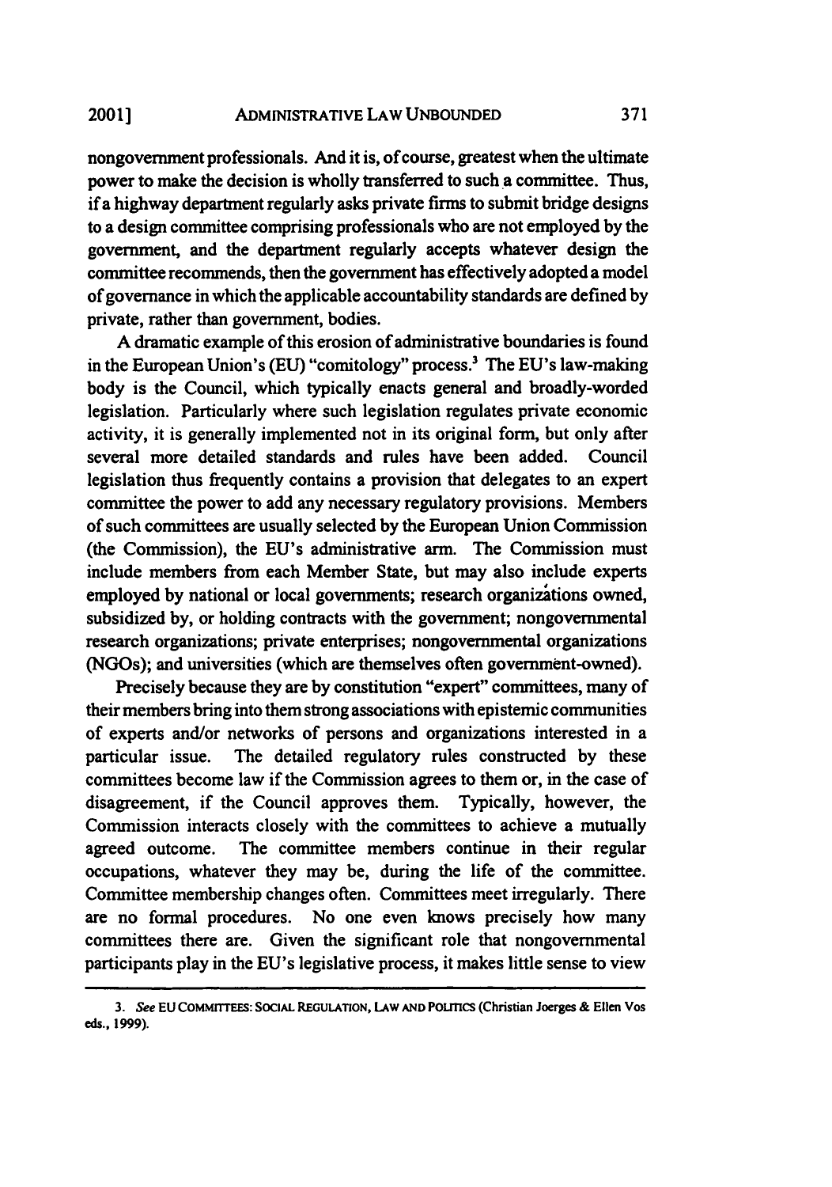nongovernment professionals. And it is, of course, greatest when the ultimate power to make the decision is wholly transferred to such a committee. Thus, if a highway department regularly asks private firms to submit bridge designs to a design committee comprising professionals who are not employed by the government, and the department regularly accepts whatever design the committee recommends, then the government has effectively adopted a model of governance in which the applicable accountability standards are defined by private, rather than government, bodies.

A dramatic example of this erosion of administrative boundaries is found in the European Union's (EU) "comitology" process.[3] The EU's law-making body is the Council, which typically enacts general and broadly-worded legislation. Particularly where such legislation regulates private economic activity, it is generally implemented not in its original form, but only after several more detailed standards and rules have been added. Council legislation thus frequently contains a provision that delegates to an expert committee the power to add any necessary regulatory provisions. Members of such committees are usually selected by the European Union Commission (the Commission), the EU's administrative arm. The Commission must include members from each Member State, but may also include experts employed by national or local governments; research organizations owned, subsidized by, or holding contracts with the government; nongovernmental research organizations; private enterprises; nongovernmental organizations (NGOs); and universities (which are themselves often government-owned).

Precisely because they are by constitution "expert" committees, many of their members bring into them strong associations with epistemic communities of experts and/or networks of persons and organizations interested in a particular issue. The detailed regulatory rules constructed by these committees become law if the Commission agrees to them or, in the case of disagreement, if the Council approves them. Typically, however, the Commission interacts closely with the committees to achieve a mutually agreed outcome. The committee members continue in their regular occupations, whatever they may be, during the life of the committee. Committee membership changes often. Committees meet irregularly. There are no formal procedures. No one even knows precisely how many committees there are. Given the significant role that nongovernmental participants play in the EU's legislative process, it makes little sense to view

---

3. *See* EU COMMITTEES: SOCIAL REGULATION, LAW AND POLITICS (Christian Joerges & Ellen Vos eds., 1999).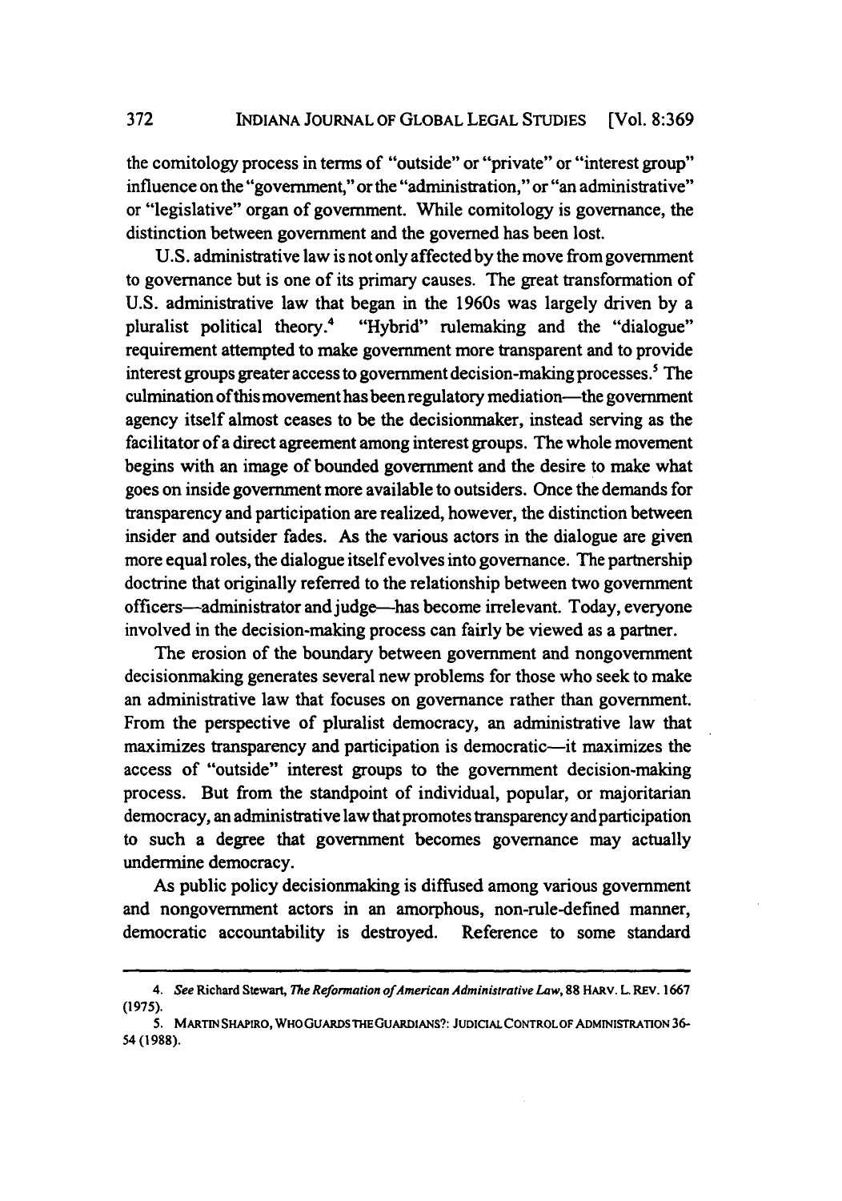the comitology process in terms of "outside" or "private" or "interest group" influence on the "government," or the "administration," or "an administrative" or "legislative" organ of government. While comitology is governance, the distinction between government and the governed has been lost.

U.S. administrative law is not only affected by the move from government to governance but is one of its primary causes. The great transformation of U.S. administrative law that began in the 1960s was largely driven by a pluralist political theory.[4] "Hybrid" rulemaking and the "dialogue" requirement attempted to make government more transparent and to provide interest groups greater access to government decision-making processes.[5] The culmination of this movement has been regulatory mediation—the government agency itself almost ceases to be the decisionmaker, instead serving as the facilitator of a direct agreement among interest groups. The whole movement begins with an image of bounded government and the desire to make what goes on inside government more available to outsiders. Once the demands for transparency and participation are realized, however, the distinction between insider and outsider fades. As the various actors in the dialogue are given more equal roles, the dialogue itself evolves into governance. The partnership doctrine that originally referred to the relationship between two government officers—administrator and judge—has become irrelevant. Today, everyone involved in the decision-making process can fairly be viewed as a partner.

The erosion of the boundary between government and nongovernment decisionmaking generates several new problems for those who seek to make an administrative law that focuses on governance rather than government. From the perspective of pluralist democracy, an administrative law that maximizes transparency and participation is democratic—it maximizes the access of "outside" interest groups to the government decision-making process. But from the standpoint of individual, popular, or majoritarian democracy, an administrative law that promotes transparency and participation to such a degree that government becomes governance may actually undermine democracy.

As public policy decisionmaking is diffused among various government and nongovernment actors in an amorphous, non-rule-defined manner, democratic accountability is destroyed. Reference to some standard

---

4. *See* Richard Stewart, *The Reformation of American Administrative Law*, 88 HARV. L. REV. 1667 (1975).

5. MARTIN SHAPIRO, WHO GUARDS THE GUARDIANS?: JUDICIAL CONTROL OF ADMINISTRATION 36-54 (1988).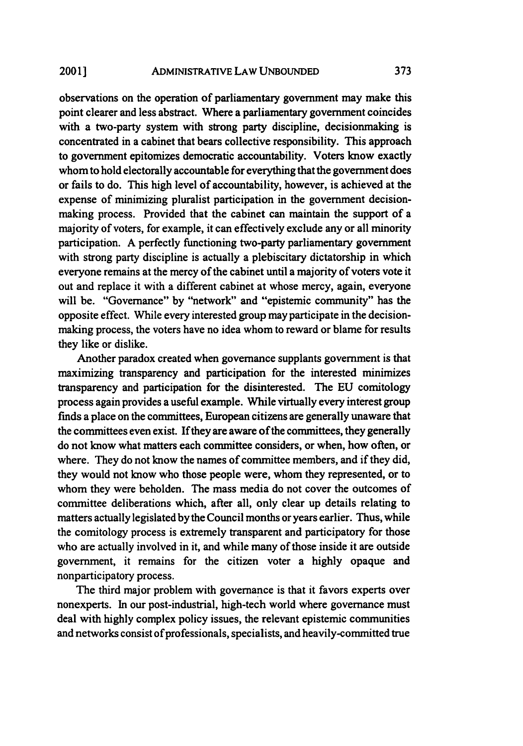observations on the operation of parliamentary government may make this point clearer and less abstract. Where a parliamentary government coincides with a two-party system with strong party discipline, decisionmaking is concentrated in a cabinet that bears collective responsibility. This approach to government epitomizes democratic accountability. Voters know exactly whom to hold electorally accountable for everything that the government does or fails to do. This high level of accountability, however, is achieved at the expense of minimizing pluralist participation in the government decision-making process. Provided that the cabinet can maintain the support of a majority of voters, for example, it can effectively exclude any or all minority participation. A perfectly functioning two-party parliamentary government with strong party discipline is actually a plebiscitary dictatorship in which everyone remains at the mercy of the cabinet until a majority of voters vote it out and replace it with a different cabinet at whose mercy, again, everyone will be. "Governance" by "network" and "epistemic community" has the opposite effect. While every interested group may participate in the decision-making process, the voters have no idea whom to reward or blame for results they like or dislike.

Another paradox created when governance supplants government is that maximizing transparency and participation for the interested minimizes transparency and participation for the disinterested. The EU comitology process again provides a useful example. While virtually every interest group finds a place on the committees, European citizens are generally unaware that the committees even exist. If they are aware of the committees, they generally do not know what matters each committee considers, or when, how often, or where. They do not know the names of committee members, and if they did, they would not know who those people were, whom they represented, or to whom they were beholden. The mass media do not cover the outcomes of committee deliberations which, after all, only clear up details relating to matters actually legislated by the Council months or years earlier. Thus, while the comitology process is extremely transparent and participatory for those who are actually involved in it, and while many of those inside it are outside government, it remains for the citizen voter a highly opaque and nonparticipatory process.

The third major problem with governance is that it favors experts over nonexperts. In our post-industrial, high-tech world where governance must deal with highly complex policy issues, the relevant epistemic communities and networks consist of professionals, specialists, and heavily-committed true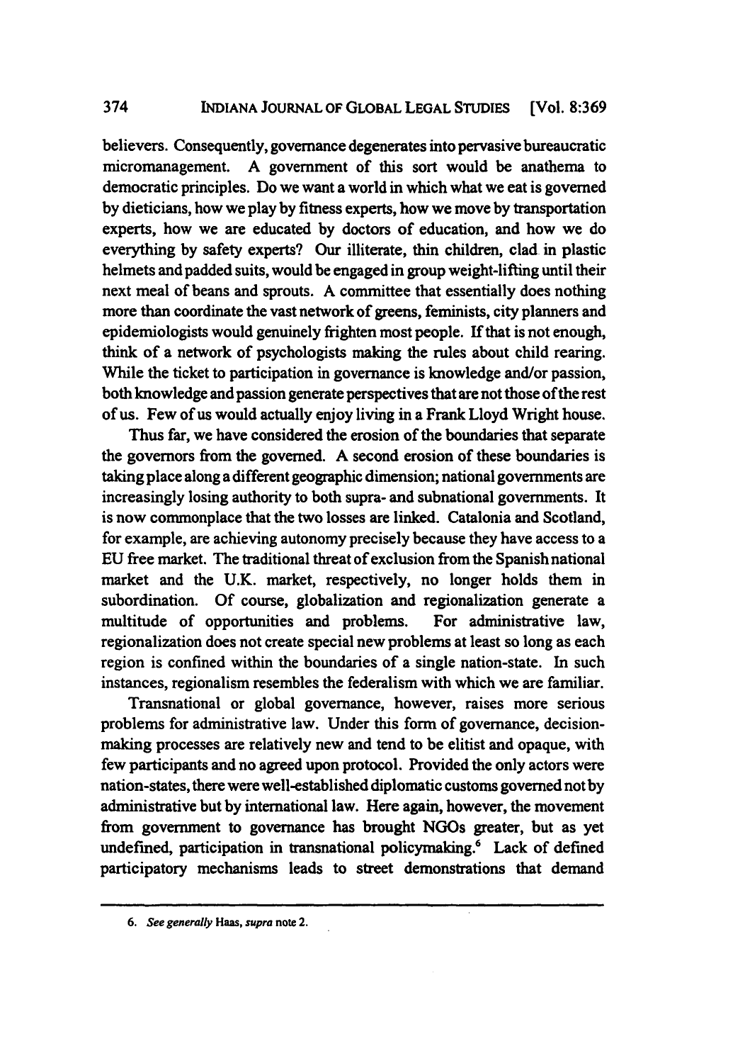believers. Consequently, governance degenerates into pervasive bureaucratic micromanagement. A government of this sort would be anathema to democratic principles. Do we want a world in which what we eat is governed by dieticians, how we play by fitness experts, how we move by transportation experts, how we are educated by doctors of education, and how we do everything by safety experts? Our illiterate, thin children, clad in plastic helmets and padded suits, would be engaged in group weight-lifting until their next meal of beans and sprouts. A committee that essentially does nothing more than coordinate the vast network of greens, feminists, city planners and epidemiologists would genuinely frighten most people. If that is not enough, think of a network of psychologists making the rules about child rearing. While the ticket to participation in governance is knowledge and/or passion, both knowledge and passion generate perspectives that are not those of the rest of us. Few of us would actually enjoy living in a Frank Lloyd Wright house.

Thus far, we have considered the erosion of the boundaries that separate the governors from the governed. A second erosion of these boundaries is taking place along a different geographic dimension; national governments are increasingly losing authority to both supra- and subnational governments. It is now commonplace that the two losses are linked. Catalonia and Scotland, for example, are achieving autonomy precisely because they have access to a EU free market. The traditional threat of exclusion from the Spanish national market and the U.K. market, respectively, no longer holds them in subordination. Of course, globalization and regionalization generate a multitude of opportunities and problems. For administrative law, regionalization does not create special new problems at least so long as each region is confined within the boundaries of a single nation-state. In such instances, regionalism resembles the federalism with which we are familiar.

Transnational or global governance, however, raises more serious problems for administrative law. Under this form of governance, decision-making processes are relatively new and tend to be elitist and opaque, with few participants and no agreed upon protocol. Provided the only actors were nation-states, there were well-established diplomatic customs governed not by administrative but by international law. Here again, however, the movement from government to governance has brought NGOs greater, but as yet undefined, participation in transnational policymaking.[6] Lack of defined participatory mechanisms leads to street demonstrations that demand

---

6. *See generally* Haas, *supra* note 2.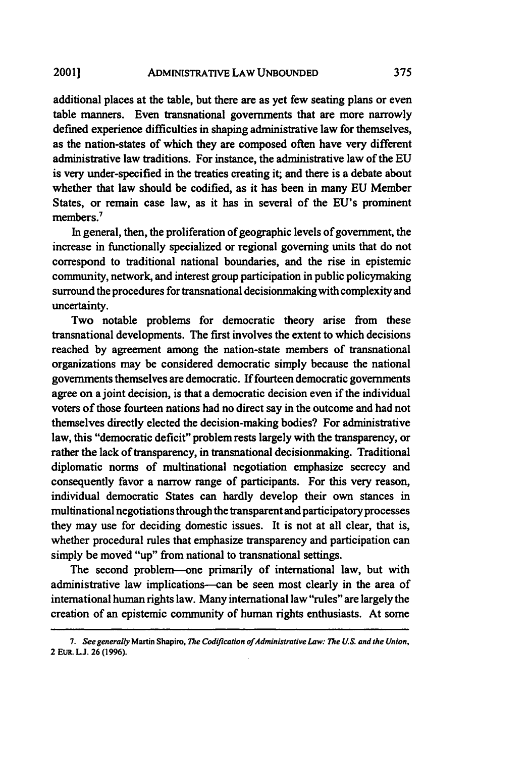additional places at the table, but there are as yet few seating plans or even table manners. Even transnational governments that are more narrowly defined experience difficulties in shaping administrative law for themselves, as the nation-states of which they are composed often have very different administrative law traditions. For instance, the administrative law of the EU is very under-specified in the treaties creating it; and there is a debate about whether that law should be codified, as it has been in many EU Member States, or remain case law, as it has in several of the EU's prominent members.[7]

In general, then, the proliferation of geographic levels of government, the increase in functionally specialized or regional governing units that do not correspond to traditional national boundaries, and the rise in epistemic community, network, and interest group participation in public policymaking surround the procedures for transnational decisionmaking with complexity and uncertainty.

Two notable problems for democratic theory arise from these transnational developments. The first involves the extent to which decisions reached by agreement among the nation-state members of transnational organizations may be considered democratic simply because the national governments themselves are democratic. If fourteen democratic governments agree on a joint decision, is that a democratic decision even if the individual voters of those fourteen nations had no direct say in the outcome and had not themselves directly elected the decision-making bodies? For administrative law, this "democratic deficit" problem rests largely with the transparency, or rather the lack of transparency, in transnational decisionmaking. Traditional diplomatic norms of multinational negotiation emphasize secrecy and consequently favor a narrow range of participants. For this very reason, individual democratic States can hardly develop their own stances in multinational negotiations through the transparent and participatory processes they may use for deciding domestic issues. It is not at all clear, that is, whether procedural rules that emphasize transparency and participation can simply be moved "up" from national to transnational settings.

The second problem—one primarily of international law, but with administrative law implications—can be seen most clearly in the area of international human rights law. Many international law "rules" are largely the creation of an epistemic community of human rights enthusiasts. At some

---

7. *See generally* Martin Shapiro, *The Codification of Administrative Law: The U.S. and the Union*, 2 EUR. L.J. 26 (1996).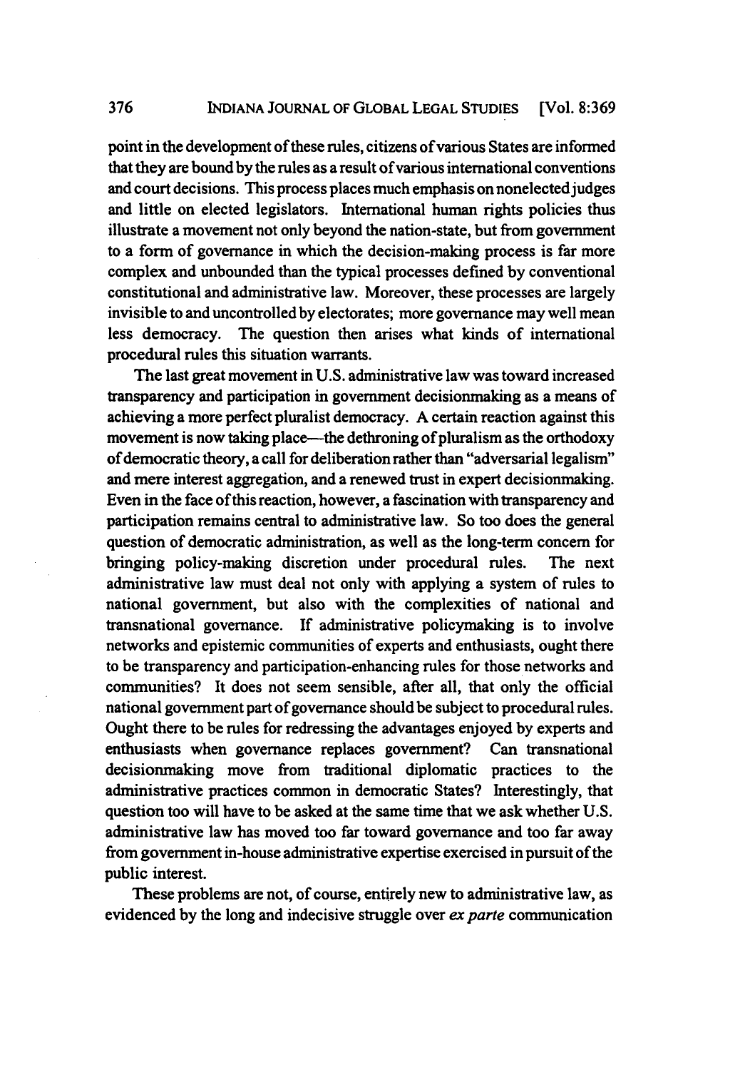point in the development of these rules, citizens of various States are informed that they are bound by the rules as a result of various international conventions and court decisions. This process places much emphasis on nonelected judges and little on elected legislators. International human rights policies thus illustrate a movement not only beyond the nation-state, but from government to a form of governance in which the decision-making process is far more complex and unbounded than the typical processes defined by conventional constitutional and administrative law. Moreover, these processes are largely invisible to and uncontrolled by electorates; more governance may well mean less democracy. The question then arises what kinds of international procedural rules this situation warrants.

The last great movement in U.S. administrative law was toward increased transparency and participation in government decisionmaking as a means of achieving a more perfect pluralist democracy. A certain reaction against this movement is now taking place—the dethroning of pluralism as the orthodoxy of democratic theory, a call for deliberation rather than "adversarial legalism" and mere interest aggregation, and a renewed trust in expert decisionmaking. Even in the face of this reaction, however, a fascination with transparency and participation remains central to administrative law. So too does the general question of democratic administration, as well as the long-term concern for bringing policy-making discretion under procedural rules. The next administrative law must deal not only with applying a system of rules to national government, but also with the complexities of national and transnational governance. If administrative policymaking is to involve networks and epistemic communities of experts and enthusiasts, ought there to be transparency and participation-enhancing rules for those networks and communities? It does not seem sensible, after all, that only the official national government part of governance should be subject to procedural rules. Ought there to be rules for redressing the advantages enjoyed by experts and enthusiasts when governance replaces government? Can transnational decisionmaking move from traditional diplomatic practices to the administrative practices common in democratic States? Interestingly, that question too will have to be asked at the same time that we ask whether U.S. administrative law has moved too far toward governance and too far away from government in-house administrative expertise exercised in pursuit of the public interest.

These problems are not, of course, entirely new to administrative law, as evidenced by the long and indecisive struggle over *ex parte* communication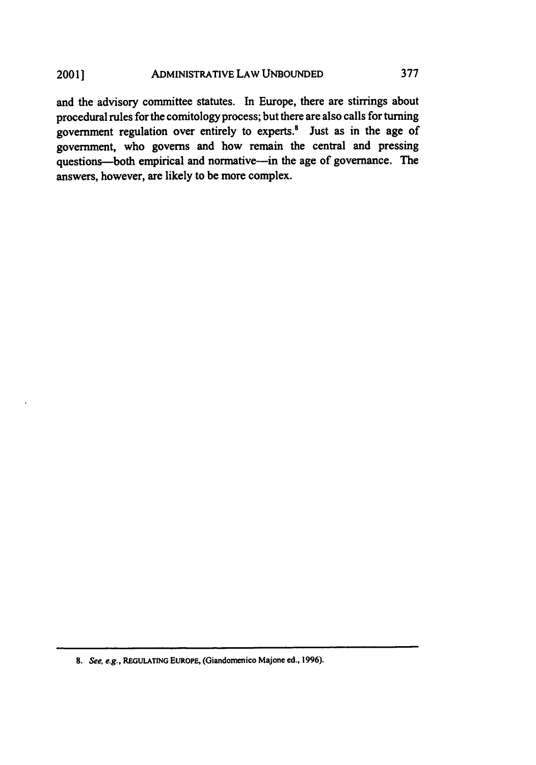and the advisory committee statutes. In Europe, there are stirrings about procedural rules for the comitology process; but there are also calls for turning government regulation over entirely to experts.[8] Just as in the age of government, who governs and how remain the central and pressing questions—both empirical and normative—in the age of governance. The answers, however, are likely to be more complex.

---

8. *See, e.g.*, REGULATING EUROPE, (Giandomenico Majone ed., 1996).